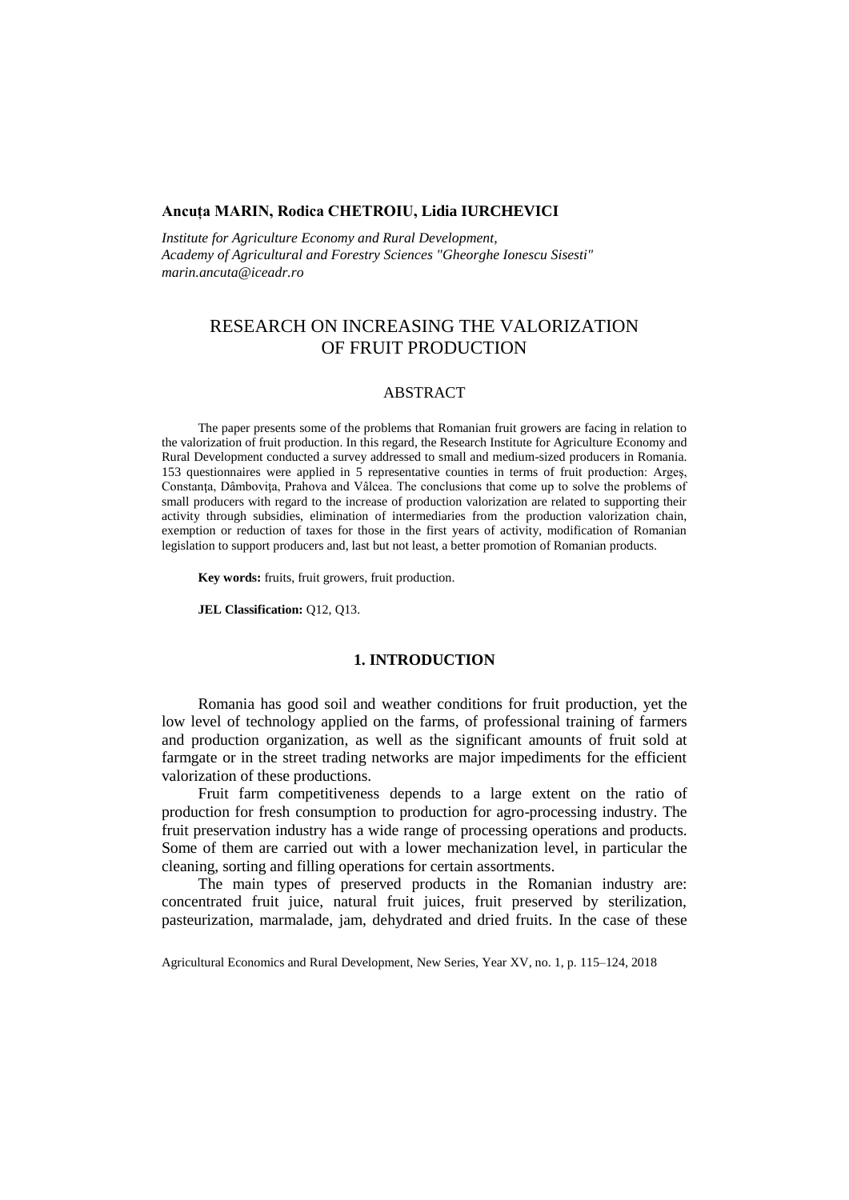**Ancuța MARIN, Rodica CHETROIU, Lidia IURCHEVICI**

*Institute for Agriculture Economy and Rural Development,*
*Academy of Agricultural and Forestry Sciences "Gheorghe Ionescu Sisesti"*
*marin.ancuta@iceadr.ro*

# RESEARCH ON INCREASING THE VALORIZATION OF FRUIT PRODUCTION

## ABSTRACT

The paper presents some of the problems that Romanian fruit growers are facing in relation to the valorization of fruit production. In this regard, the Research Institute for Agriculture Economy and Rural Development conducted a survey addressed to small and medium-sized producers in Romania. 153 questionnaires were applied in 5 representative counties in terms of fruit production: Argeș, Constanța, Dâmbovița, Prahova and Vâlcea. The conclusions that come up to solve the problems of small producers with regard to the increase of production valorization are related to supporting their activity through subsidies, elimination of intermediaries from the production valorization chain, exemption or reduction of taxes for those in the first years of activity, modification of Romanian legislation to support producers and, last but not least, a better promotion of Romanian products.

**Key words:** fruits, fruit growers, fruit production.

**JEL Classification:** Q12, Q13.

## 1. INTRODUCTION

Romania has good soil and weather conditions for fruit production, yet the low level of technology applied on the farms, of professional training of farmers and production organization, as well as the significant amounts of fruit sold at farmgate or in the street trading networks are major impediments for the efficient valorization of these productions.

Fruit farm competitiveness depends to a large extent on the ratio of production for fresh consumption to production for agro-processing industry. The fruit preservation industry has a wide range of processing operations and products. Some of them are carried out with a lower mechanization level, in particular the cleaning, sorting and filling operations for certain assortments.

The main types of preserved products in the Romanian industry are: concentrated fruit juice, natural fruit juices, fruit preserved by sterilization, pasteurization, marmalade, jam, dehydrated and dried fruits. In the case of these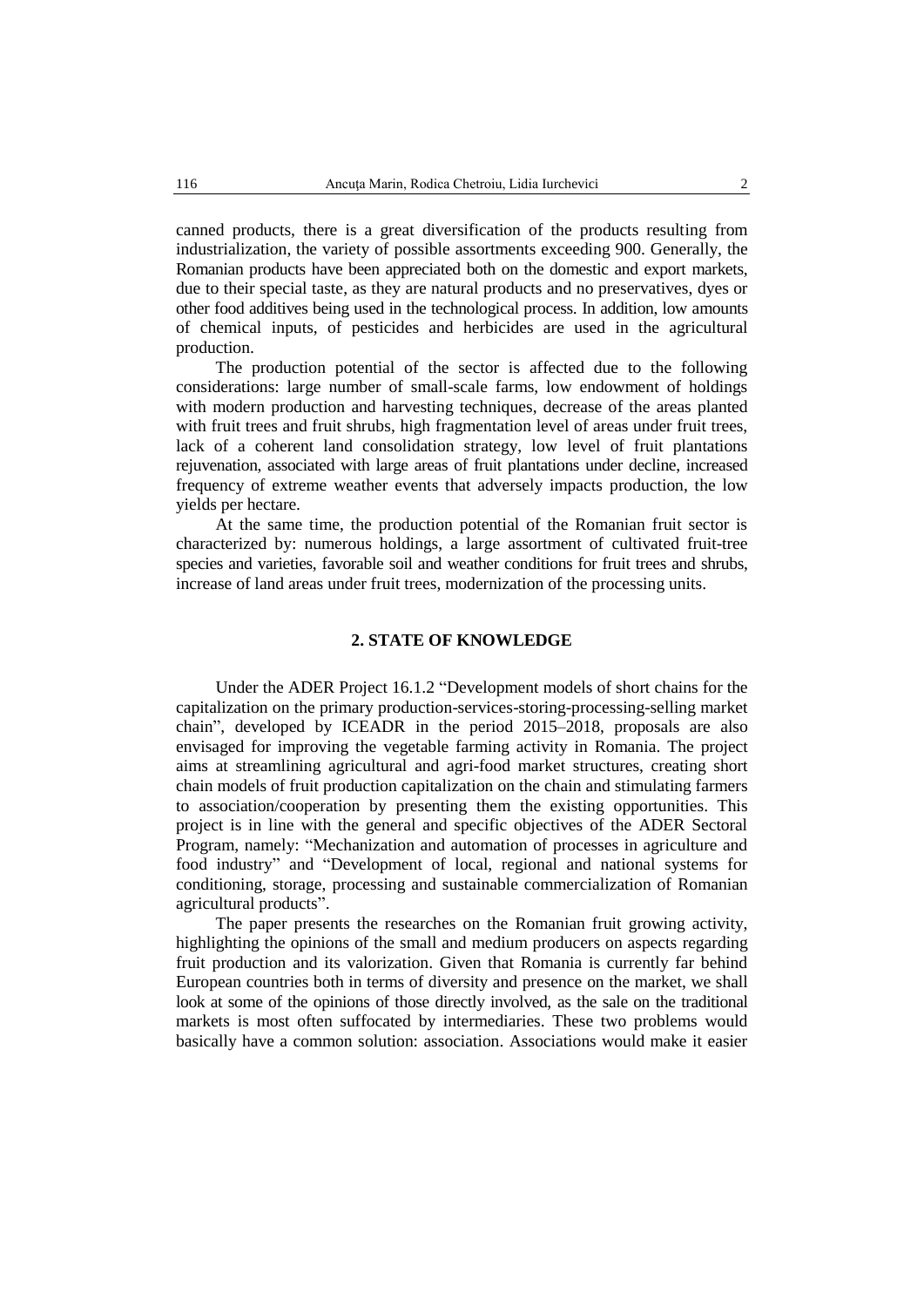canned products, there is a great diversification of the products resulting from industrialization, the variety of possible assortments exceeding 900. Generally, the Romanian products have been appreciated both on the domestic and export markets, due to their special taste, as they are natural products and no preservatives, dyes or other food additives being used in the technological process. In addition, low amounts of chemical inputs, of pesticides and herbicides are used in the agricultural production.

The production potential of the sector is affected due to the following considerations: large number of small-scale farms, low endowment of holdings with modern production and harvesting techniques, decrease of the areas planted with fruit trees and fruit shrubs, high fragmentation level of areas under fruit trees, lack of a coherent land consolidation strategy, low level of fruit plantations rejuvenation, associated with large areas of fruit plantations under decline, increased frequency of extreme weather events that adversely impacts production, the low yields per hectare.

At the same time, the production potential of the Romanian fruit sector is characterized by: numerous holdings, a large assortment of cultivated fruit-tree species and varieties, favorable soil and weather conditions for fruit trees and shrubs, increase of land areas under fruit trees, modernization of the processing units.

## 2. STATE OF KNOWLEDGE

Under the ADER Project 16.1.2 "Development models of short chains for the capitalization on the primary production-services-storing-processing-selling market chain", developed by ICEADR in the period 2015–2018, proposals are also envisaged for improving the vegetable farming activity in Romania. The project aims at streamlining agricultural and agri-food market structures, creating short chain models of fruit production capitalization on the chain and stimulating farmers to association/cooperation by presenting them the existing opportunities. This project is in line with the general and specific objectives of the ADER Sectoral Program, namely: "Mechanization and automation of processes in agriculture and food industry" and "Development of local, regional and national systems for conditioning, storage, processing and sustainable commercialization of Romanian agricultural products".

The paper presents the researches on the Romanian fruit growing activity, highlighting the opinions of the small and medium producers on aspects regarding fruit production and its valorization. Given that Romania is currently far behind European countries both in terms of diversity and presence on the market, we shall look at some of the opinions of those directly involved, as the sale on the traditional markets is most often suffocated by intermediaries. These two problems would basically have a common solution: association. Associations would make it easier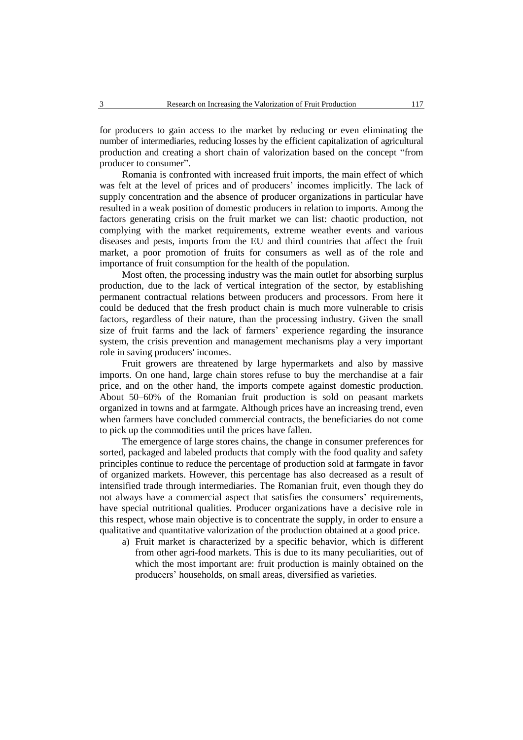for producers to gain access to the market by reducing or even eliminating the number of intermediaries, reducing losses by the efficient capitalization of agricultural production and creating a short chain of valorization based on the concept "from producer to consumer".

Romania is confronted with increased fruit imports, the main effect of which was felt at the level of prices and of producers' incomes implicitly. The lack of supply concentration and the absence of producer organizations in particular have resulted in a weak position of domestic producers in relation to imports. Among the factors generating crisis on the fruit market we can list: chaotic production, not complying with the market requirements, extreme weather events and various diseases and pests, imports from the EU and third countries that affect the fruit market, a poor promotion of fruits for consumers as well as of the role and importance of fruit consumption for the health of the population.

Most often, the processing industry was the main outlet for absorbing surplus production, due to the lack of vertical integration of the sector, by establishing permanent contractual relations between producers and processors. From here it could be deduced that the fresh product chain is much more vulnerable to crisis factors, regardless of their nature, than the processing industry. Given the small size of fruit farms and the lack of farmers' experience regarding the insurance system, the crisis prevention and management mechanisms play a very important role in saving producers' incomes.

Fruit growers are threatened by large hypermarkets and also by massive imports. On one hand, large chain stores refuse to buy the merchandise at a fair price, and on the other hand, the imports compete against domestic production. About 50–60% of the Romanian fruit production is sold on peasant markets organized in towns and at farmgate. Although prices have an increasing trend, even when farmers have concluded commercial contracts, the beneficiaries do not come to pick up the commodities until the prices have fallen.

The emergence of large stores chains, the change in consumer preferences for sorted, packaged and labeled products that comply with the food quality and safety principles continue to reduce the percentage of production sold at farmgate in favor of organized markets. However, this percentage has also decreased as a result of intensified trade through intermediaries. The Romanian fruit, even though they do not always have a commercial aspect that satisfies the consumers' requirements, have special nutritional qualities. Producer organizations have a decisive role in this respect, whose main objective is to concentrate the supply, in order to ensure a qualitative and quantitative valorization of the production obtained at a good price.

a) Fruit market is characterized by a specific behavior, which is different from other agri-food markets. This is due to its many peculiarities, out of which the most important are: fruit production is mainly obtained on the producers' households, on small areas, diversified as varieties.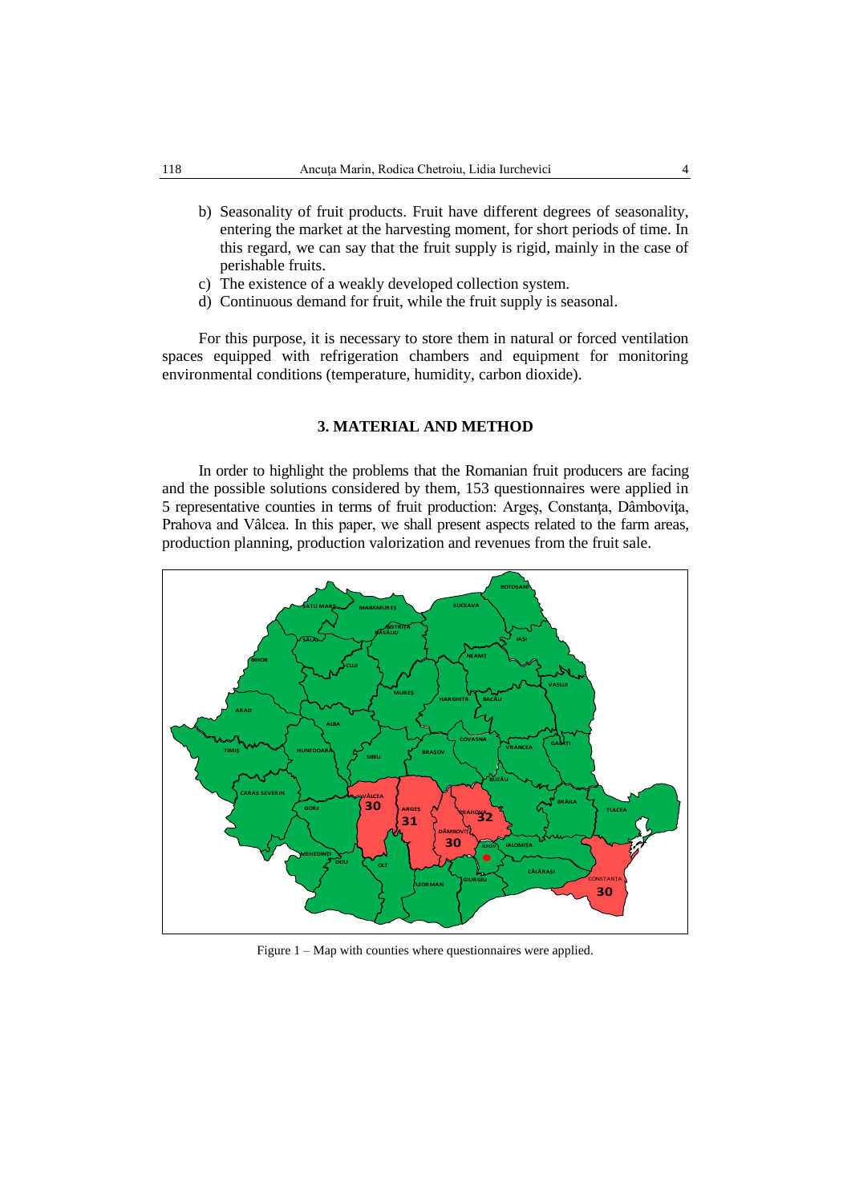b) Seasonality of fruit products. Fruit have different degrees of seasonality, entering the market at the harvesting moment, for short periods of time. In this regard, we can say that the fruit supply is rigid, mainly in the case of perishable fruits.
c) The existence of a weakly developed collection system.
d) Continuous demand for fruit, while the fruit supply is seasonal.

For this purpose, it is necessary to store them in natural or forced ventilation spaces equipped with refrigeration chambers and equipment for monitoring environmental conditions (temperature, humidity, carbon dioxide).

## 3. MATERIAL AND METHOD

In order to highlight the problems that the Romanian fruit producers are facing and the possible solutions considered by them, 153 questionnaires were applied in 5 representative counties in terms of fruit production: Argeş, Constanţa, Dâmboviţa, Prahova and Vâlcea. In this paper, we shall present aspects related to the farm areas, production planning, production valorization and revenues from the fruit sale.

Figure 1 – Map with counties where questionnaires were applied.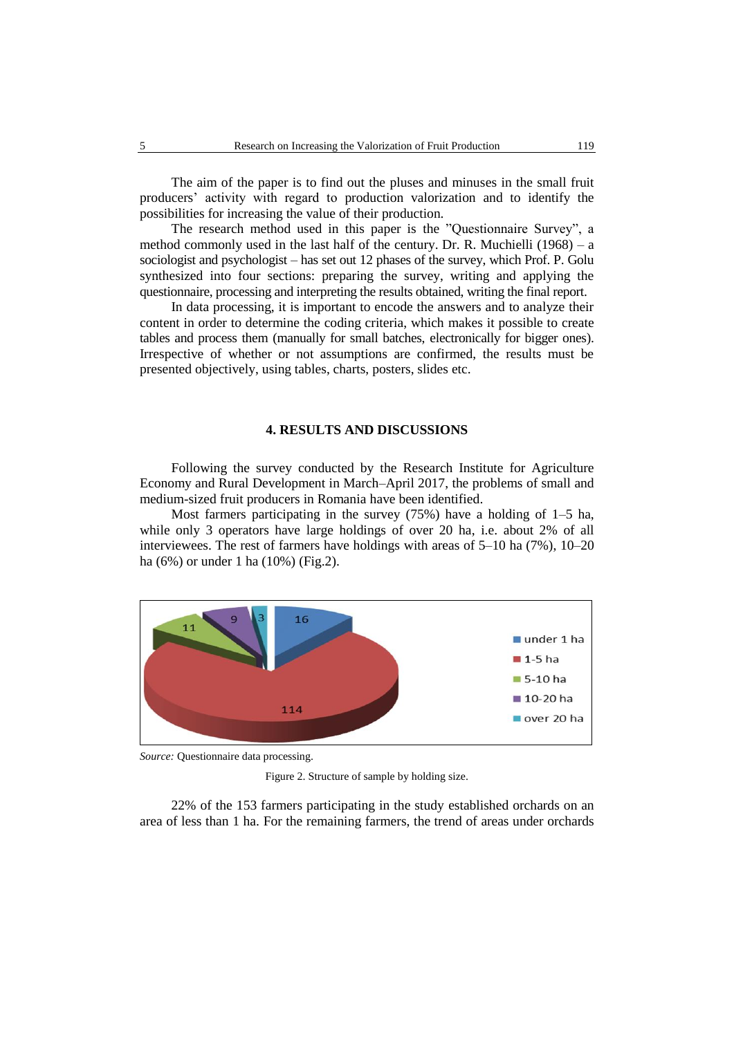The aim of the paper is to find out the pluses and minuses in the small fruit producers' activity with regard to production valorization and to identify the possibilities for increasing the value of their production.

The research method used in this paper is the "Questionnaire Survey", a method commonly used in the last half of the century. Dr. R. Muchielli (1968) – a sociologist and psychologist – has set out 12 phases of the survey, which Prof. P. Golu synthesized into four sections: preparing the survey, writing and applying the questionnaire, processing and interpreting the results obtained, writing the final report.

In data processing, it is important to encode the answers and to analyze their content in order to determine the coding criteria, which makes it possible to create tables and process them (manually for small batches, electronically for bigger ones). Irrespective of whether or not assumptions are confirmed, the results must be presented objectively, using tables, charts, posters, slides etc.

## 4. RESULTS AND DISCUSSIONS

Following the survey conducted by the Research Institute for Agriculture Economy and Rural Development in March–April 2017, the problems of small and medium-sized fruit producers in Romania have been identified.

Most farmers participating in the survey (75%) have a holding of 1–5 ha, while only 3 operators have large holdings of over 20 ha, i.e. about 2% of all interviewees. The rest of farmers have holdings with areas of 5–10 ha (7%), 10–20 ha (6%) or under 1 ha (10%) (Fig.2).

| Holding size | Number of farmers |
|---|---|
| under 1 ha | 16 |
| 1-5 ha | 114 |
| 5-10 ha | 11 |
| 10-20 ha | 9 |
| over 20 ha | 3 |

*Source:* Questionnaire data processing.

Figure 2. Structure of sample by holding size.

22% of the 153 farmers participating in the study established orchards on an area of less than 1 ha. For the remaining farmers, the trend of areas under orchards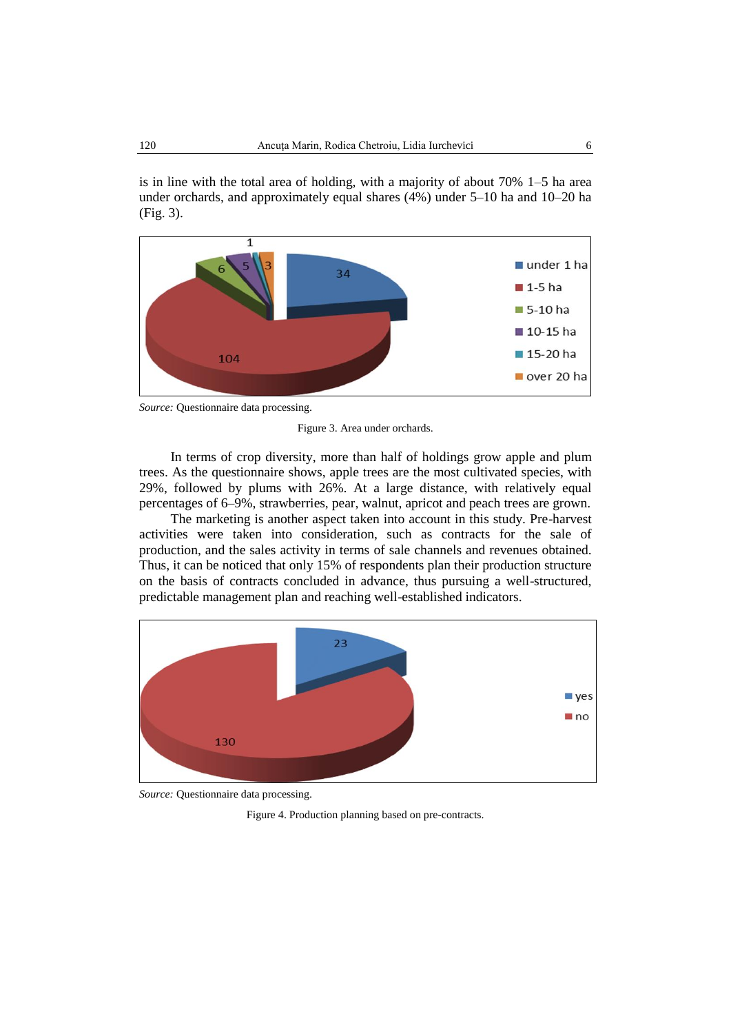is in line with the total area of holding, with a majority of about 70% 1–5 ha area under orchards, and approximately equal shares (4%) under 5–10 ha and 10–20 ha (Fig. 3).

*Source:* Questionnaire data processing.

Figure 3. Area under orchards.

In terms of crop diversity, more than half of holdings grow apple and plum trees. As the questionnaire shows, apple trees are the most cultivated species, with 29%, followed by plums with 26%. At a large distance, with relatively equal percentages of 6–9%, strawberries, pear, walnut, apricot and peach trees are grown.

The marketing is another aspect taken into account in this study. Pre-harvest activities were taken into consideration, such as contracts for the sale of production, and the sales activity in terms of sale channels and revenues obtained. Thus, it can be noticed that only 15% of respondents plan their production structure on the basis of contracts concluded in advance, thus pursuing a well-structured, predictable management plan and reaching well-established indicators.

*Source:* Questionnaire data processing.

Figure 4. Production planning based on pre-contracts.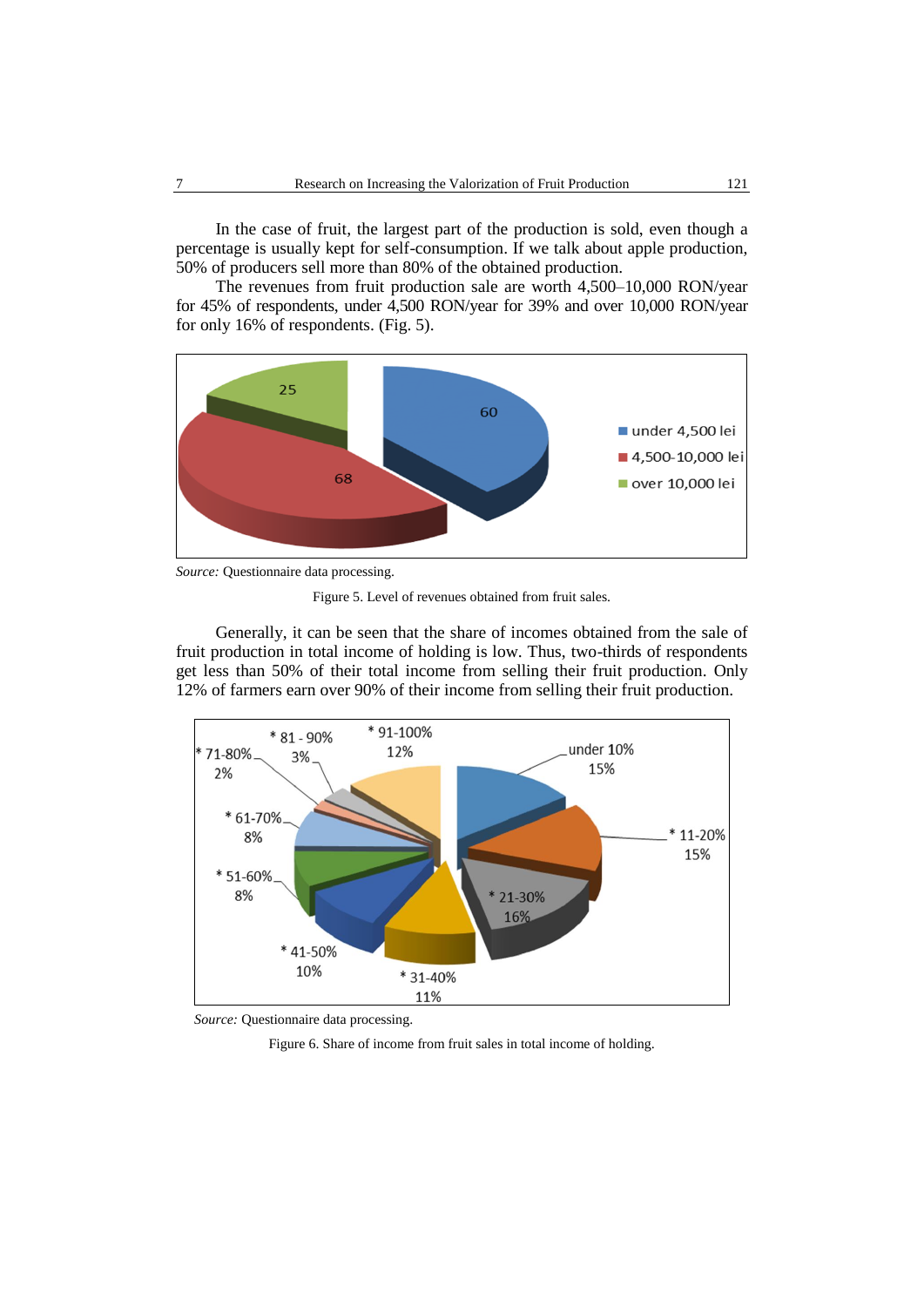In the case of fruit, the largest part of the production is sold, even though a percentage is usually kept for self-consumption. If we talk about apple production, 50% of producers sell more than 80% of the obtained production.

The revenues from fruit production sale are worth 4,500–10,000 RON/year for 45% of respondents, under 4,500 RON/year for 39% and over 10,000 RON/year for only 16% of respondents. (Fig. 5).

*Source:* Questionnaire data processing.

Figure 5. Level of revenues obtained from fruit sales.

Generally, it can be seen that the share of incomes obtained from the sale of fruit production in total income of holding is low. Thus, two-thirds of respondents get less than 50% of their total income from selling their fruit production. Only 12% of farmers earn over 90% of their income from selling their fruit production.

*Source:* Questionnaire data processing.

Figure 6. Share of income from fruit sales in total income of holding.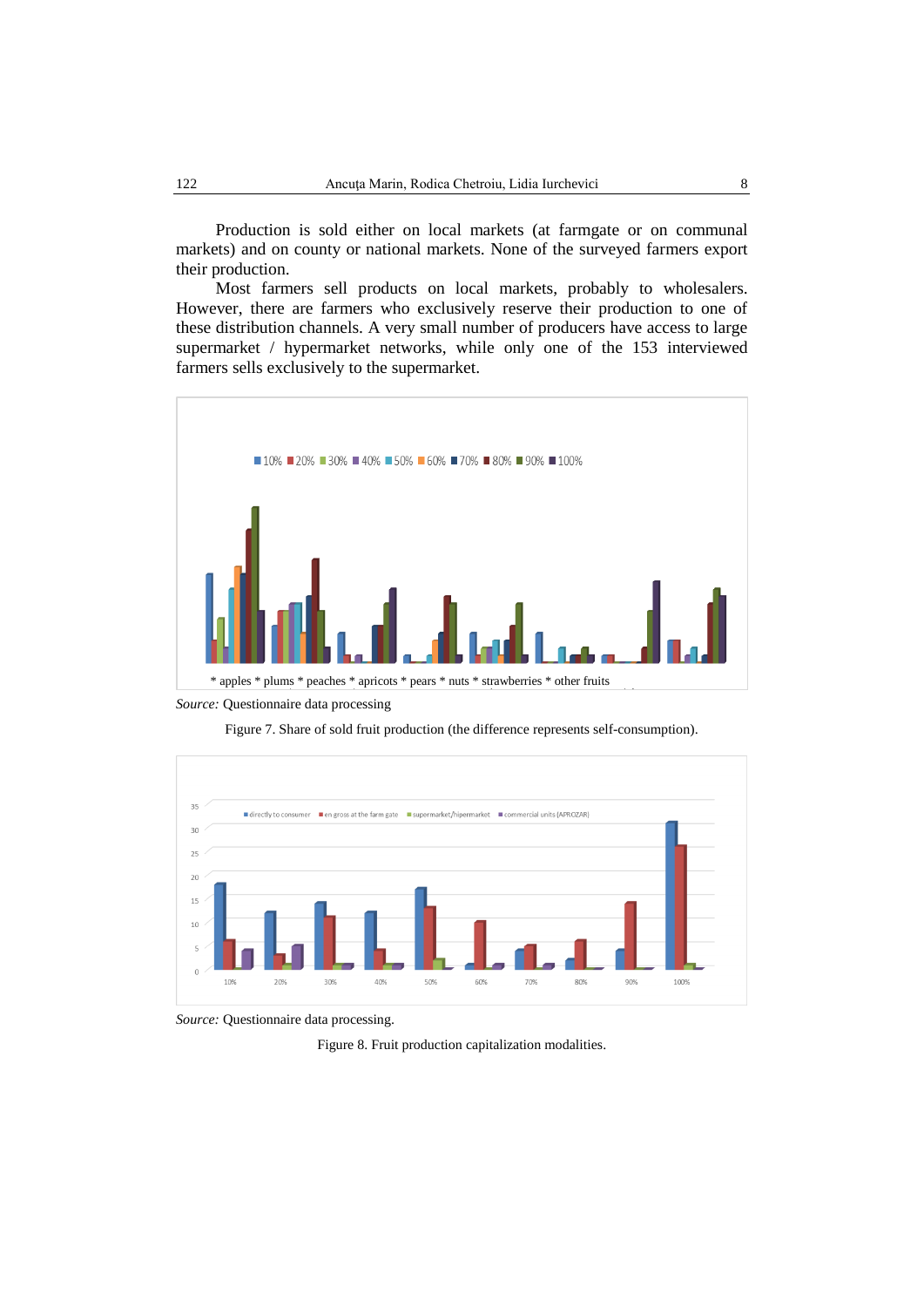Production is sold either on local markets (at farmgate or on communal markets) and on county or national markets. None of the surveyed farmers export their production.

Most farmers sell products on local markets, probably to wholesalers. However, there are farmers who exclusively reserve their production to one of these distribution channels. A very small number of producers have access to large supermarket / hypermarket networks, while only one of the 153 interviewed farmers sells exclusively to the supermarket.

*Source:* Questionnaire data processing

Figure 7. Share of sold fruit production (the difference represents self-consumption).

*Source:* Questionnaire data processing.

Figure 8. Fruit production capitalization modalities.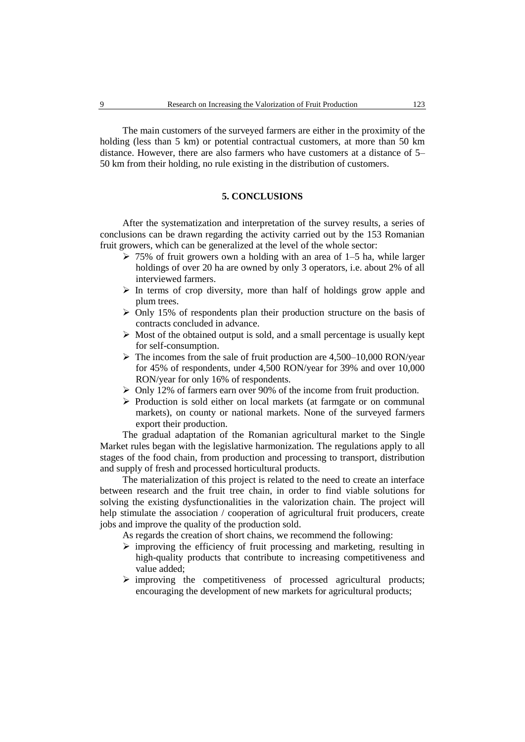The main customers of the surveyed farmers are either in the proximity of the holding (less than 5 km) or potential contractual customers, at more than 50 km distance. However, there are also farmers who have customers at a distance of 5–50 km from their holding, no rule existing in the distribution of customers.

## 5. CONCLUSIONS

After the systematization and interpretation of the survey results, a series of conclusions can be drawn regarding the activity carried out by the 153 Romanian fruit growers, which can be generalized at the level of the whole sector:

- 75% of fruit growers own a holding with an area of 1–5 ha, while larger holdings of over 20 ha are owned by only 3 operators, i.e. about 2% of all interviewed farmers.
- In terms of crop diversity, more than half of holdings grow apple and plum trees.
- Only 15% of respondents plan their production structure on the basis of contracts concluded in advance.
- Most of the obtained output is sold, and a small percentage is usually kept for self-consumption.
- The incomes from the sale of fruit production are 4,500–10,000 RON/year for 45% of respondents, under 4,500 RON/year for 39% and over 10,000 RON/year for only 16% of respondents.
- Only 12% of farmers earn over 90% of the income from fruit production.
- Production is sold either on local markets (at farmgate or on communal markets), on county or national markets. None of the surveyed farmers export their production.

The gradual adaptation of the Romanian agricultural market to the Single Market rules began with the legislative harmonization. The regulations apply to all stages of the food chain, from production and processing to transport, distribution and supply of fresh and processed horticultural products.

The materialization of this project is related to the need to create an interface between research and the fruit tree chain, in order to find viable solutions for solving the existing dysfunctionalities in the valorization chain. The project will help stimulate the association / cooperation of agricultural fruit producers, create jobs and improve the quality of the production sold.

As regards the creation of short chains, we recommend the following:

- improving the efficiency of fruit processing and marketing, resulting in high-quality products that contribute to increasing competitiveness and value added;
- improving the competitiveness of processed agricultural products; encouraging the development of new markets for agricultural products;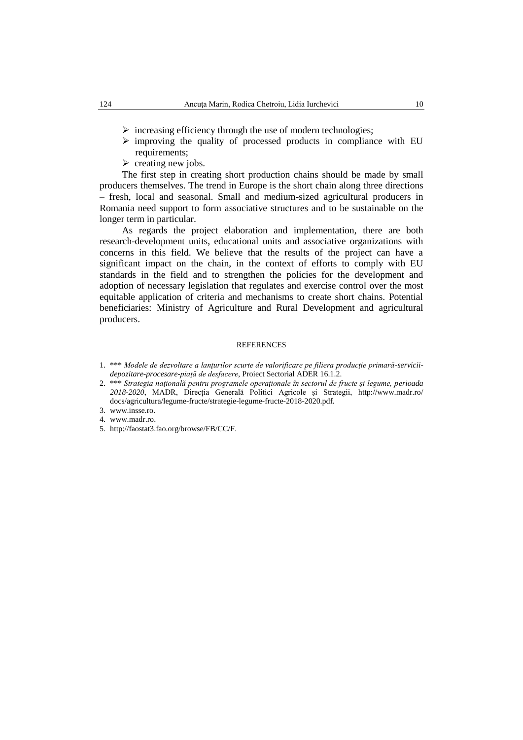- increasing efficiency through the use of modern technologies;
- improving the quality of processed products in compliance with EU requirements;
- creating new jobs.

The first step in creating short production chains should be made by small producers themselves. The trend in Europe is the short chain along three directions – fresh, local and seasonal. Small and medium-sized agricultural producers in Romania need support to form associative structures and to be sustainable on the longer term in particular.

As regards the project elaboration and implementation, there are both research-development units, educational units and associative organizations with concerns in this field. We believe that the results of the project can have a significant impact on the chain, in the context of efforts to comply with EU standards in the field and to strengthen the policies for the development and adoption of necessary legislation that regulates and exercise control over the most equitable application of criteria and mechanisms to create short chains. Potential beneficiaries: Ministry of Agriculture and Rural Development and agricultural producers.

## REFERENCES

1. *** *Modele de dezvoltare a lanţurilor scurte de valorificare pe filiera producţie primară-servicii-depozitare-procesare-piaţă de desfacere*, Proiect Sectorial ADER 16.1.2.
2. *** *Strategia naţională pentru programele operaţionale în sectorul de fructe şi legume, perioada 2018-2020*, MADR, Direcţia Generală Politici Agricole şi Strategii, http://www.madr.ro/docs/agricultura/legume-fructe/strategie-legume-fructe-2018-2020.pdf.
3. www.insse.ro.
4. www.madr.ro.
5. http://faostat3.fao.org/browse/FB/CC/F.